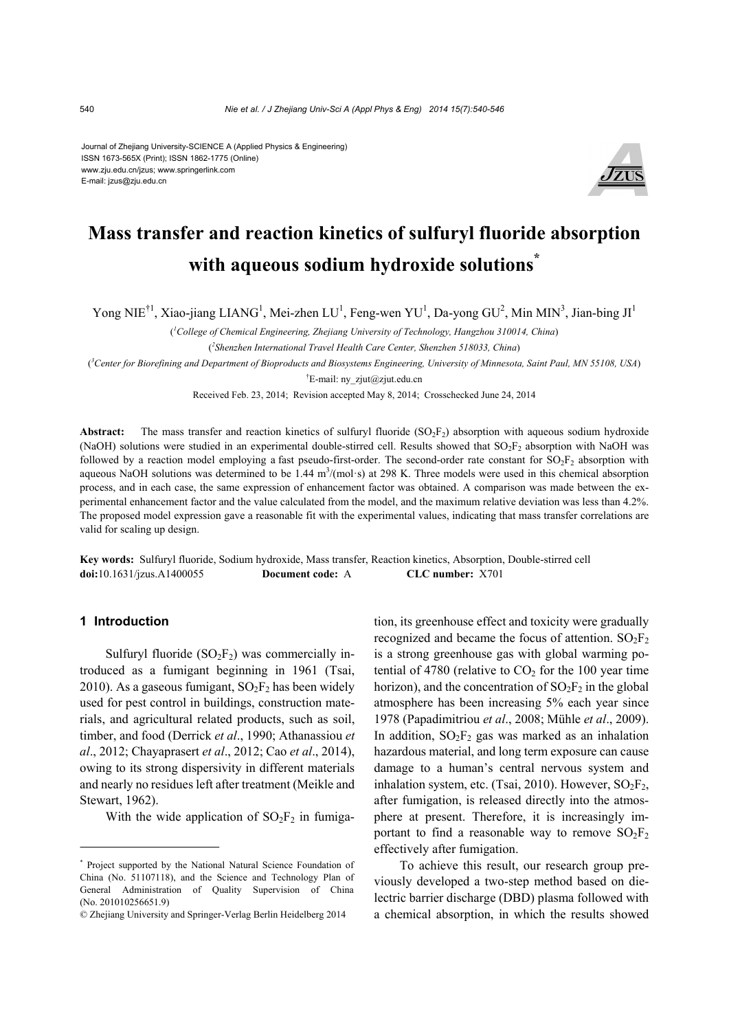Journal of Zhejiang University-SCIENCE A (Applied Physics & Engineering)
ISSN 1673-565X (Print); ISSN 1862-1775 (Online)
www.zju.edu.cn/jzus; www.springerlink.com
E-mail: jzus@zju.edu.cn

# Mass transfer and reaction kinetics of sulfuryl fluoride absorption with aqueous sodium hydroxide solutions*

Yong NIE†1, Xiao-jiang LIANG[1], Mei-zhen LU[1], Feng-wen YU[1], Da-yong GU[2], Min MIN[3], Jian-bing JI[1]

([1]*College of Chemical Engineering, Zhejiang University of Technology, Hangzhou 310014, China*)

([2]*Shenzhen International Travel Health Care Center, Shenzhen 518033, China*)

([3]*Center for Biorefining and Department of Bioproducts and Biosystems Engineering, University of Minnesota, Saint Paul, MN 55108, USA*)

†E-mail: ny_zjut@zjut.edu.cn

Received Feb. 23, 2014; Revision accepted May 8, 2014; Crosschecked June 24, 2014

**Abstract:** The mass transfer and reaction kinetics of sulfuryl fluoride ($SO_2F_2$) absorption with aqueous sodium hydroxide (NaOH) solutions were studied in an experimental double-stirred cell. Results showed that $SO_2F_2$ absorption with NaOH was followed by a reaction model employing a fast pseudo-first-order. The second-order rate constant for $SO_2F_2$ absorption with aqueous NaOH solutions was determined to be 1.44 $m^3/(mol\cdot s)$ at 298 K. Three models were used in this chemical absorption process, and in each case, the same expression of enhancement factor was obtained. A comparison was made between the experimental enhancement factor and the value calculated from the model, and the maximum relative deviation was less than 4.2%. The proposed model expression gave a reasonable fit with the experimental values, indicating that mass transfer correlations are valid for scaling up design.

**Key words:** Sulfuryl fluoride, Sodium hydroxide, Mass transfer, Reaction kinetics, Absorption, Double-stirred cell
**doi:**10.1631/jzus.A1400055 **Document code:** A **CLC number:** X701

## 1 Introduction

Sulfuryl fluoride ($SO_2F_2$) was commercially introduced as a fumigant beginning in 1961 (Tsai, 2010). As a gaseous fumigant, $SO_2F_2$ has been widely used for pest control in buildings, construction materials, and agricultural related products, such as soil, timber, and food (Derrick *et al*., 1990; Athanassiou *et al*., 2012; Chayaprasert *et al*., 2012; Cao *et al*., 2014), owing to its strong dispersivity in different materials and nearly no residues left after treatment (Meikle and Stewart, 1962).

With the wide application of $SO_2F_2$ in fumigation, its greenhouse effect and toxicity were gradually recognized and became the focus of attention. $SO_2F_2$ is a strong greenhouse gas with global warming potential of 4780 (relative to $CO_2$ for the 100 year time horizon), and the concentration of $SO_2F_2$ in the global atmosphere has been increasing 5% each year since 1978 (Papadimitriou *et al*., 2008; Mühle *et al*., 2009). In addition, $SO_2F_2$ gas was marked as an inhalation hazardous material, and long term exposure can cause damage to a human's central nervous system and inhalation system, etc. (Tsai, 2010). However, $SO_2F_2$, after fumigation, is released directly into the atmosphere at present. Therefore, it is increasingly important to find a reasonable way to remove $SO_2F_2$ effectively after fumigation.

To achieve this result, our research group previously developed a two-step method based on dielectric barrier discharge (DBD) plasma followed with a chemical absorption, in which the results showed

---

\* Project supported by the National Natural Science Foundation of China (No. 51107118), and the Science and Technology Plan of General Administration of Quality Supervision of China (No. 201010256651.9)

© Zhejiang University and Springer-Verlag Berlin Heidelberg 2014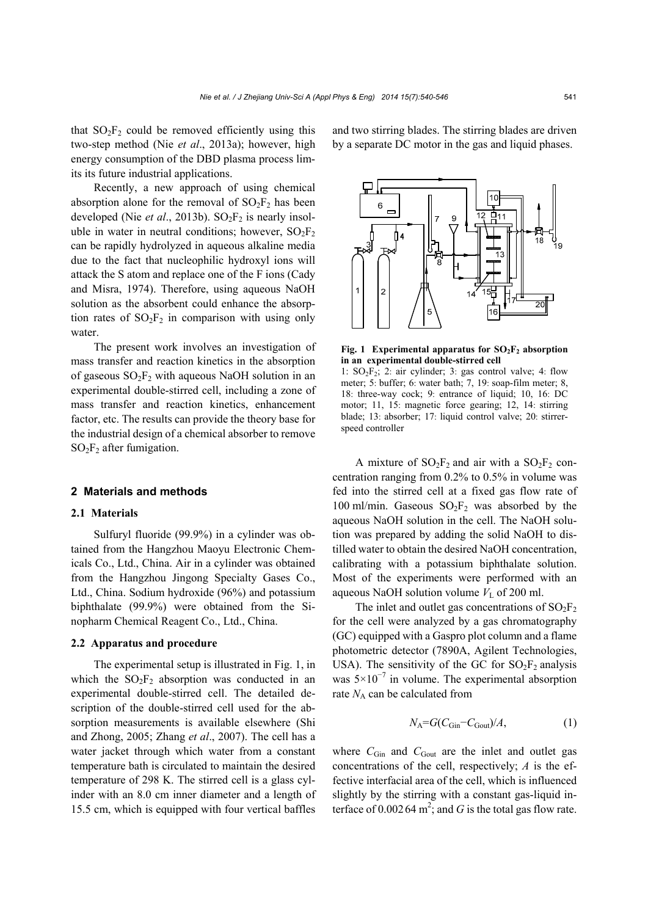that $SO_2F_2$ could be removed efficiently using this two-step method (Nie *et al*., 2013a); however, high energy consumption of the DBD plasma process limits its future industrial applications.

Recently, a new approach of using chemical absorption alone for the removal of $SO_2F_2$ has been developed (Nie *et al*., 2013b). $SO_2F_2$ is nearly insoluble in water in neutral conditions; however, $SO_2F_2$ can be rapidly hydrolyzed in aqueous alkaline media due to the fact that nucleophilic hydroxyl ions will attack the S atom and replace one of the F ions (Cady and Misra, 1974). Therefore, using aqueous NaOH solution as the absorbent could enhance the absorption rates of $SO_2F_2$ in comparison with using only water.

The present work involves an investigation of mass transfer and reaction kinetics in the absorption of gaseous $SO_2F_2$ with aqueous NaOH solution in an experimental double-stirred cell, including a zone of mass transfer and reaction kinetics, enhancement factor, etc. The results can provide the theory base for the industrial design of a chemical absorber to remove $SO_2F_2$ after fumigation.

## 2 Materials and methods

### 2.1 Materials

Sulfuryl fluoride (99.9%) in a cylinder was obtained from the Hangzhou Maoyu Electronic Chemicals Co., Ltd., China. Air in a cylinder was obtained from the Hangzhou Jingong Specialty Gases Co., Ltd., China. Sodium hydroxide (96%) and potassium biphthalate (99.9%) were obtained from the Sinopharm Chemical Reagent Co., Ltd., China.

### 2.2 Apparatus and procedure

The experimental setup is illustrated in Fig. 1, in which the $SO_2F_2$ absorption was conducted in an experimental double-stirred cell. The detailed description of the double-stirred cell used for the absorption measurements is available elsewhere (Shi and Zhong, 2005; Zhang *et al*., 2007). The cell has a water jacket through which water from a constant temperature bath is circulated to maintain the desired temperature of 298 K. The stirred cell is a glass cylinder with an 8.0 cm inner diameter and a length of 15.5 cm, which is equipped with four vertical baffles and two stirring blades. The stirring blades are driven by a separate DC motor in the gas and liquid phases.

**Fig. 1 Experimental apparatus for $SO_2F_2$ absorption in an experimental double-stirred cell**

1: $SO_2F_2$; 2: air cylinder; 3: gas control valve; 4: flow meter; 5: buffer; 6: water bath; 7, 19: soap-film meter; 8, 18: three-way cock; 9: entrance of liquid; 10, 16: DC motor; 11, 15: magnetic force gearing; 12, 14: stirring blade; 13: absorber; 17: liquid control valve; 20: stirrer-speed controller

A mixture of $SO_2F_2$ and air with a $SO_2F_2$ concentration ranging from 0.2% to 0.5% in volume was fed into the stirred cell at a fixed gas flow rate of 100 ml/min. Gaseous $SO_2F_2$ was absorbed by the aqueous NaOH solution in the cell. The NaOH solution was prepared by adding the solid NaOH to distilled water to obtain the desired NaOH concentration, calibrating with a potassium biphthalate solution. Most of the experiments were performed with an aqueous NaOH solution volume $V_L$ of 200 ml.

The inlet and outlet gas concentrations of $SO_2F_2$ for the cell were analyzed by a gas chromatography (GC) equipped with a Gaspro plot column and a flame photometric detector (7890A, Agilent Technologies, USA). The sensitivity of the GC for $SO_2F_2$ analysis was $5\times10^{-7}$ in volume. The experimental absorption rate $N_A$ can be calculated from

$$N_A=G(C_{Gin}-C_{Gout})/A, \tag{1}$$

where $C_{Gin}$ and $C_{Gout}$ are the inlet and outlet gas concentrations of the cell, respectively; $A$ is the effective interfacial area of the cell, which is influenced slightly by the stirring with a constant gas-liquid interface of $0.002\,64$ m$^2$; and $G$ is the total gas flow rate.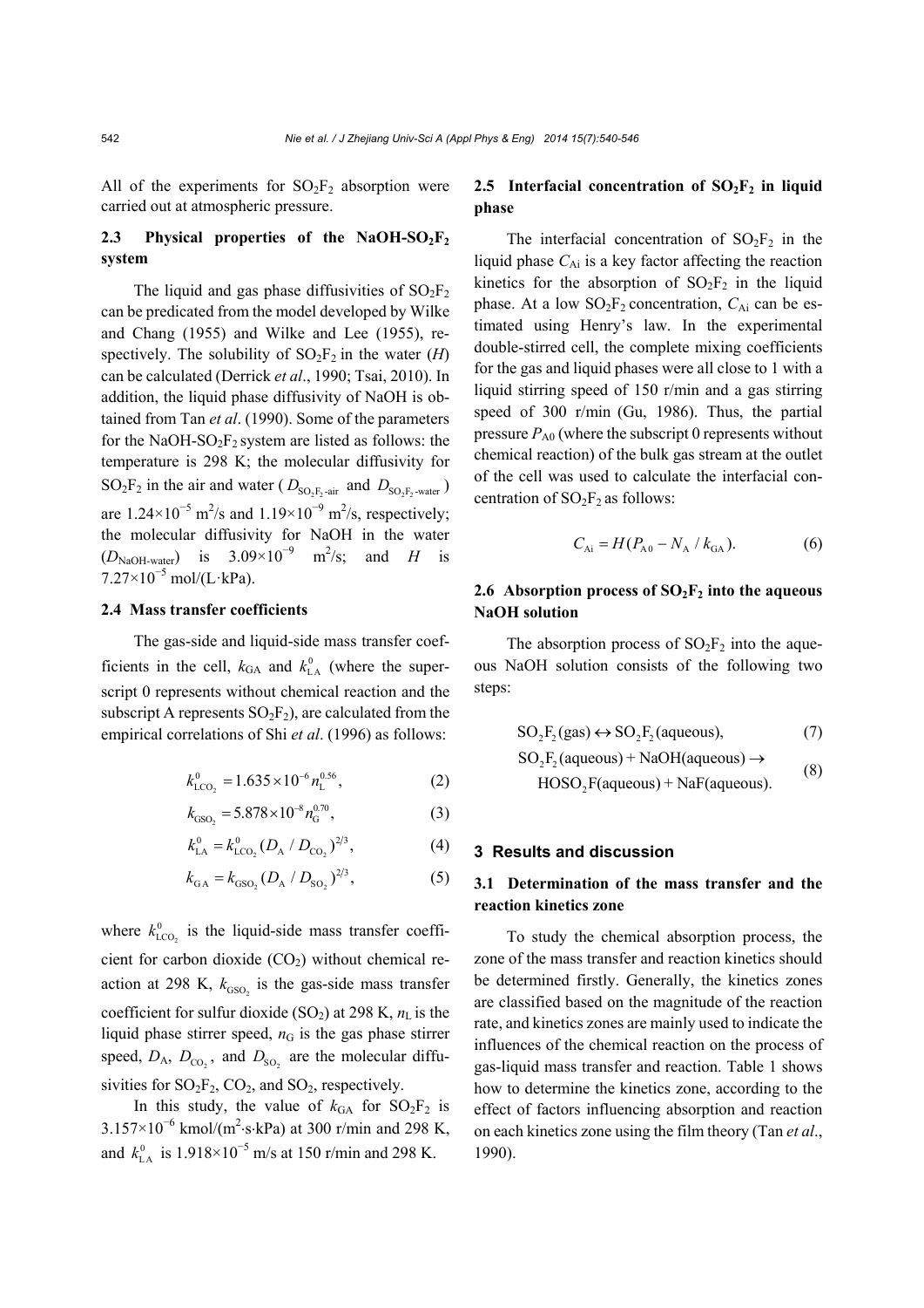All of the experiments for $SO_2F_2$ absorption were carried out at atmospheric pressure.

### 2.3 Physical properties of the NaOH-$SO_2F_2$ system

The liquid and gas phase diffusivities of $SO_2F_2$ can be predicated from the model developed by Wilke and Chang (1955) and Wilke and Lee (1955), respectively. The solubility of $SO_2F_2$ in the water ($H$) can be calculated (Derrick *et al*., 1990; Tsai, 2010). In addition, the liquid phase diffusivity of NaOH is obtained from Tan *et al*. (1990). Some of the parameters for the NaOH-$SO_2F_2$ system are listed as follows: the temperature is 298 K; the molecular diffusivity for $SO_2F_2$ in the air and water ($D_{SO_2F_2\text{-air}}$ and $D_{SO_2F_2\text{-water}}$) are $1.24\times10^{-5}$ m$^2$/s and $1.19\times10^{-9}$ m$^2$/s, respectively; the molecular diffusivity for NaOH in the water ($D_{\text{NaOH-water}}$) is $3.09\times10^{-9}$ m$^2$/s; and $H$ is $7.27\times10^{-5}$ mol/(L·kPa).

### 2.4 Mass transfer coefficients

The gas-side and liquid-side mass transfer coefficients in the cell, $k_{GA}$ and $k_{LA}^0$ (where the superscript 0 represents without chemical reaction and the subscript A represents $SO_2F_2$), are calculated from the empirical correlations of Shi *et al*. (1996) as follows:

$$k_{LCO_2}^0 = 1.635\times10^{-6}\, n_L^{0.56}, \tag{2}$$

$$k_{GSO_2} = 5.878\times10^{-8}\, n_G^{0.70}, \tag{3}$$

$$k_{LA}^0 = k_{LCO_2}^0 (D_A / D_{CO_2})^{2/3}, \tag{4}$$

$$k_{GA} = k_{GSO_2} (D_A / D_{SO_2})^{2/3}, \tag{5}$$

where $k_{LCO_2}^0$ is the liquid-side mass transfer coefficient for carbon dioxide ($CO_2$) without chemical reaction at 298 K, $k_{GSO_2}$ is the gas-side mass transfer coefficient for sulfur dioxide ($SO_2$) at 298 K, $n_L$ is the liquid phase stirrer speed, $n_G$ is the gas phase stirrer speed, $D_A$, $D_{CO_2}$, and $D_{SO_2}$ are the molecular diffusivities for $SO_2F_2$, $CO_2$, and $SO_2$, respectively.

In this study, the value of $k_{GA}$ for $SO_2F_2$ is $3.157\times10^{-6}$ kmol/(m$^2$·s·kPa) at 300 r/min and 298 K, and $k_{LA}^0$ is $1.918\times10^{-5}$ m/s at 150 r/min and 298 K.

### 2.5 Interfacial concentration of $SO_2F_2$ in liquid phase

The interfacial concentration of $SO_2F_2$ in the liquid phase $C_{Ai}$ is a key factor affecting the reaction kinetics for the absorption of $SO_2F_2$ in the liquid phase. At a low $SO_2F_2$ concentration, $C_{Ai}$ can be estimated using Henry's law. In the experimental double-stirred cell, the complete mixing coefficients for the gas and liquid phases were all close to 1 with a liquid stirring speed of 150 r/min and a gas stirring speed of 300 r/min (Gu, 1986). Thus, the partial pressure $P_{A0}$ (where the subscript 0 represents without chemical reaction) of the bulk gas stream at the outlet of the cell was used to calculate the interfacial concentration of $SO_2F_2$ as follows:

$$C_{Ai} = H(P_{A0} - N_A / k_{GA}). \tag{6}$$

### 2.6 Absorption process of $SO_2F_2$ into the aqueous NaOH solution

The absorption process of $SO_2F_2$ into the aqueous NaOH solution consists of the following two steps:

$$SO_2F_2\text{(gas)} \leftrightarrow SO_2F_2\text{(aqueous)}, \tag{7}$$

$$SO_2F_2\text{(aqueous)} + \text{NaOH(aqueous)} \rightarrow HOSO_2F\text{(aqueous)} + \text{NaF(aqueous)}. \tag{8}$$

## 3 Results and discussion

### 3.1 Determination of the mass transfer and the reaction kinetics zone

To study the chemical absorption process, the zone of the mass transfer and reaction kinetics should be determined firstly. Generally, the kinetics zones are classified based on the magnitude of the reaction rate, and kinetics zones are mainly used to indicate the influences of the chemical reaction on the process of gas-liquid mass transfer and reaction. Table 1 shows how to determine the kinetics zone, according to the effect of factors influencing absorption and reaction on each kinetics zone using the film theory (Tan *et al*., 1990).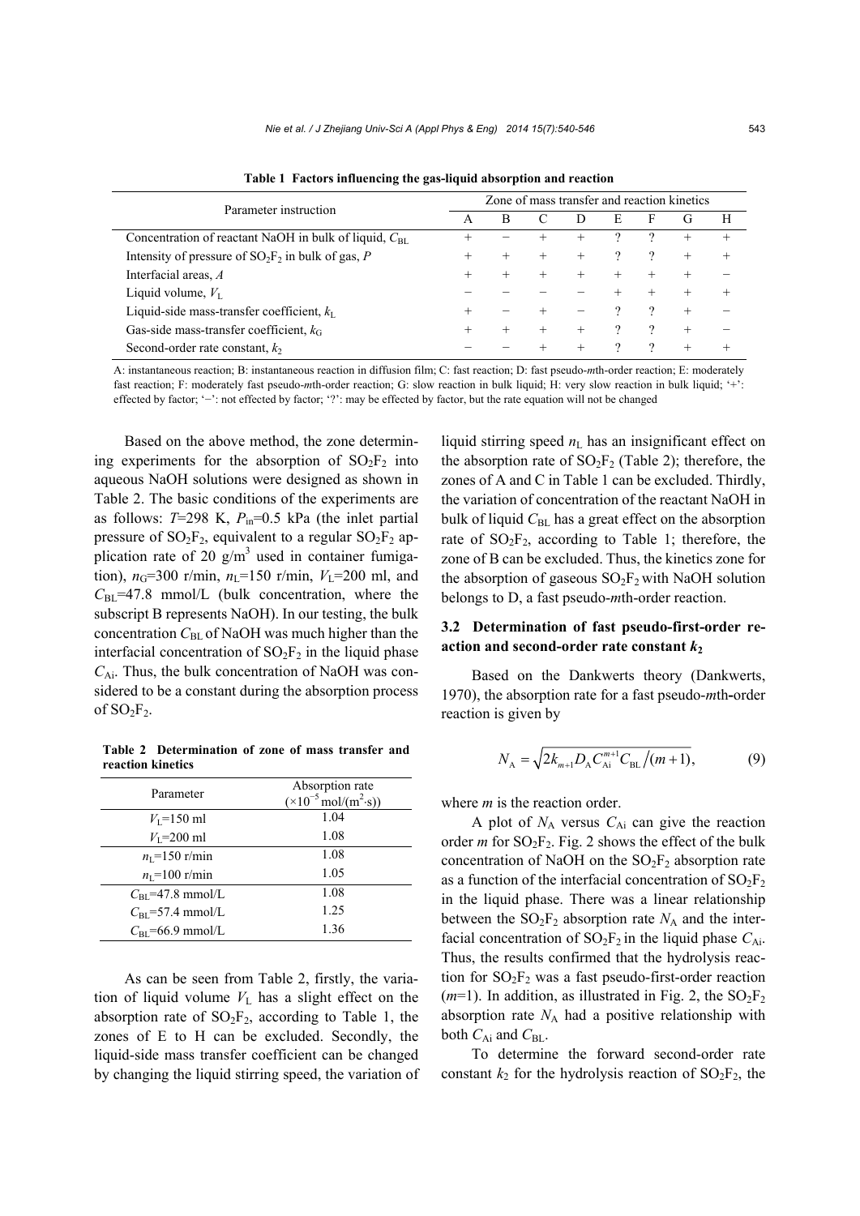**Table 1 Factors influencing the gas-liquid absorption and reaction**

| Parameter instruction | Zone of mass transfer and reaction kinetics | | | | | | | |
|---|---|---|---|---|---|---|---|---|
| | A | B | C | D | E | F | G | H |
| Concentration of reactant NaOH in bulk of liquid, $C_{BL}$ | + | − | + | + | ? | ? | + | + |
| Intensity of pressure of $SO_2F_2$ in bulk of gas, $P$ | + | + | + | + | ? | ? | + | + |
| Interfacial areas, $A$ | + | + | + | + | + | + | + | − |
| Liquid volume, $V_L$ | − | − | − | − | + | + | + | + |
| Liquid-side mass-transfer coefficient, $k_L$ | + | − | + | − | ? | ? | + | − |
| Gas-side mass-transfer coefficient, $k_G$ | + | + | + | + | ? | ? | + | − |
| Second-order rate constant, $k_2$ | − | − | + | + | ? | ? | + | + |

A: instantaneous reaction; B: instantaneous reaction in diffusion film; C: fast reaction; D: fast pseudo-*m*th-order reaction; E: moderately fast reaction; F: moderately fast pseudo-*m*th-order reaction; G: slow reaction in bulk liquid; H: very slow reaction in bulk liquid; '+': effected by factor; '−': not effected by factor; '?': may be effected by factor, but the rate equation will not be changed

Based on the above method, the zone determining experiments for the absorption of $SO_2F_2$ into aqueous NaOH solutions were designed as shown in Table 2. The basic conditions of the experiments are as follows: $T$=298 K, $P_{in}$=0.5 kPa (the inlet partial pressure of $SO_2F_2$, equivalent to a regular $SO_2F_2$ application rate of 20 g/m$^3$ used in container fumigation), $n_G$=300 r/min, $n_L$=150 r/min, $V_L$=200 ml, and $C_{BL}$=47.8 mmol/L (bulk concentration, where the subscript B represents NaOH). In our testing, the bulk concentration $C_{BL}$ of NaOH was much higher than the interfacial concentration of $SO_2F_2$ in the liquid phase $C_{Ai}$. Thus, the bulk concentration of NaOH was considered to be a constant during the absorption process of $SO_2F_2$.

**Table 2 Determination of zone of mass transfer and reaction kinetics**

| Parameter | Absorption rate ($\times10^{-5}$ mol/(m$^2$·s)) |
|---|---|
| $V_L$=150 ml | 1.04 |
| $V_L$=200 ml | 1.08 |
| $n_L$=150 r/min | 1.08 |
| $n_L$=100 r/min | 1.05 |
| $C_{BL}$=47.8 mmol/L | 1.08 |
| $C_{BL}$=57.4 mmol/L | 1.25 |
| $C_{BL}$=66.9 mmol/L | 1.36 |

As can be seen from Table 2, firstly, the variation of liquid volume $V_L$ has a slight effect on the absorption rate of $SO_2F_2$, according to Table 1, the zones of E to H can be excluded. Secondly, the liquid-side mass transfer coefficient can be changed by changing the liquid stirring speed, the variation of liquid stirring speed $n_L$ has an insignificant effect on the absorption rate of $SO_2F_2$ (Table 2); therefore, the zones of A and C in Table 1 can be excluded. Thirdly, the variation of concentration of the reactant NaOH in bulk of liquid $C_{BL}$ has a great effect on the absorption rate of $SO_2F_2$, according to Table 1; therefore, the zone of B can be excluded. Thus, the kinetics zone for the absorption of gaseous $SO_2F_2$ with NaOH solution belongs to D, a fast pseudo-*m*th-order reaction.

### 3.2 Determination of fast pseudo-first-order reaction and second-order rate constant $k_2$

Based on the Dankwerts theory (Dankwerts, 1970), the absorption rate for a fast pseudo-*m*th-order reaction is given by

$$N_A = \sqrt{2k_{m+1}D_A C_{Ai}^{m+1} C_{BL} / (m+1)}, \tag{9}$$

where *m* is the reaction order.

A plot of $N_A$ versus $C_{Ai}$ can give the reaction order *m* for $SO_2F_2$. Fig. 2 shows the effect of the bulk concentration of NaOH on the $SO_2F_2$ absorption rate as a function of the interfacial concentration of $SO_2F_2$ in the liquid phase. There was a linear relationship between the $SO_2F_2$ absorption rate $N_A$ and the interfacial concentration of $SO_2F_2$ in the liquid phase $C_{Ai}$. Thus, the results confirmed that the hydrolysis reaction for $SO_2F_2$ was a fast pseudo-first-order reaction ($m$=1). In addition, as illustrated in Fig. 2, the $SO_2F_2$ absorption rate $N_A$ had a positive relationship with both $C_{Ai}$ and $C_{BL}$.

To determine the forward second-order rate constant $k_2$ for the hydrolysis reaction of $SO_2F_2$, the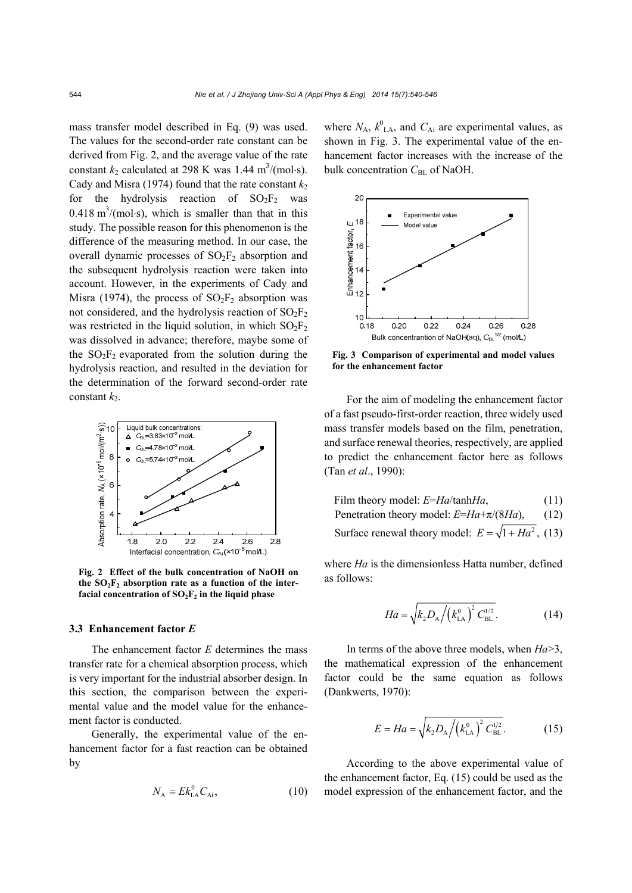mass transfer model described in Eq. (9) was used. The values for the second-order rate constant can be derived from Fig. 2, and the average value of the rate constant $k_2$ calculated at 298 K was 1.44 $m^3$/(mol·s). Cady and Misra (1974) found that the rate constant $k_2$ for the hydrolysis reaction of $SO_2F_2$ was 0.418 $m^3$/(mol·s), which is smaller than that in this study. The possible reason for this phenomenon is the difference of the measuring method. In our case, the overall dynamic processes of $SO_2F_2$ absorption and the subsequent hydrolysis reaction were taken into account. However, in the experiments of Cady and Misra (1974), the process of $SO_2F_2$ absorption was not considered, and the hydrolysis reaction of $SO_2F_2$ was restricted in the liquid solution, in which $SO_2F_2$ was dissolved in advance; therefore, maybe some of the $SO_2F_2$ evaporated from the solution during the hydrolysis reaction, and resulted in the deviation for the determination of the forward second-order rate constant $k_2$.

**Fig. 2 Effect of the bulk concentration of NaOH on the $SO_2F_2$ absorption rate as a function of the interfacial concentration of $SO_2F_2$ in the liquid phase**

### 3.3 Enhancement factor *E*

The enhancement factor *E* determines the mass transfer rate for a chemical absorption process, which is very important for the industrial absorber design. In this section, the comparison between the experimental value and the model value for the enhancement factor is conducted.

Generally, the experimental value of the enhancement factor for a fast reaction can be obtained by

$$N_A = Ek_{LA}^0 C_{Ai}, \tag{10}$$

where $N_A$, $k_{LA}^0$, and $C_{Ai}$ are experimental values, as shown in Fig. 3. The experimental value of the enhancement factor increases with the increase of the bulk concentration $C_{BL}$ of NaOH.

**Fig. 3 Comparison of experimental and model values for the enhancement factor**

For the aim of modeling the enhancement factor of a fast pseudo-first-order reaction, three widely used mass transfer models based on the film, penetration, and surface renewal theories, respectively, are applied to predict the enhancement factor here as follows (Tan *et al*., 1990):

Film theory model: $E=Ha/\tanh Ha$, (11)

Penetration theory model: $E=Ha+\pi/(8Ha)$, (12)

Surface renewal theory model: $E=\sqrt{1+Ha^2}$, (13)

where *Ha* is the dimensionless Hatta number, defined as follows:

$$Ha = \sqrt{k_2 D_A \Big/ \left(k_{LA}^0\right)^2 C_{BL}^{1/2}}. \tag{14}$$

In terms of the above three models, when $Ha>3$, the mathematical expression of the enhancement factor could be the same equation as follows (Dankwerts, 1970):

$$E = Ha = \sqrt{k_2 D_A \Big/ \left(k_{LA}^0\right)^2 C_{BL}^{1/2}}. \tag{15}$$

According to the above experimental value of the enhancement factor, Eq. (15) could be used as the model expression of the enhancement factor, and the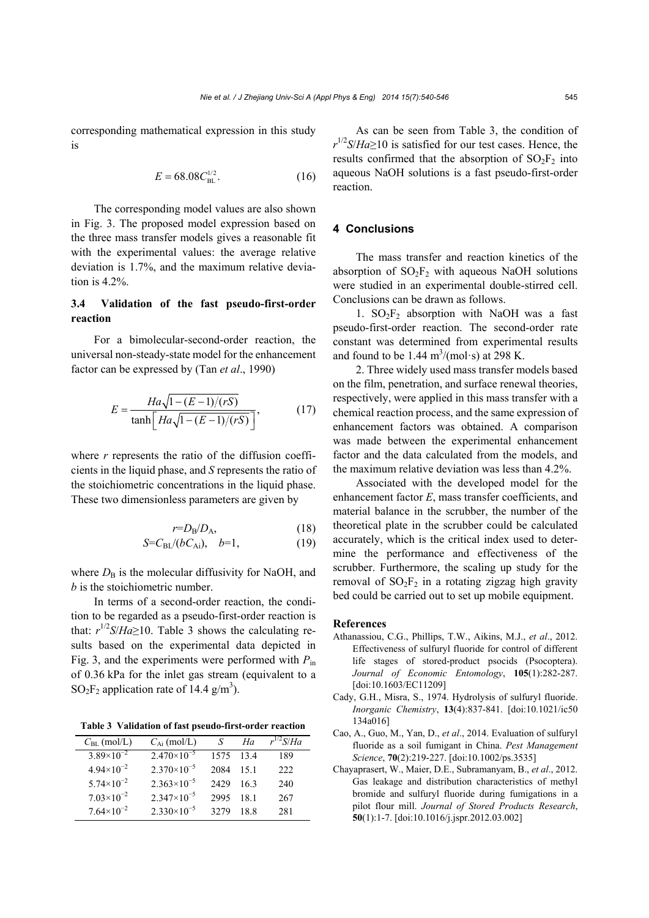corresponding mathematical expression in this study is

$$E = 68.08 C_{BL}^{1/2}. \tag{16}$$

The corresponding model values are also shown in Fig. 3. The proposed model expression based on the three mass transfer models gives a reasonable fit with the experimental values: the average relative deviation is 1.7%, and the maximum relative deviation is 4.2%.

### 3.4 Validation of the fast pseudo-first-order reaction

For a bimolecular-second-order reaction, the universal non-steady-state model for the enhancement factor can be expressed by (Tan *et al*., 1990)

$$E = \frac{Ha\sqrt{1-(E-1)/(rS)}}{\tanh\left[Ha\sqrt{1-(E-1)/(rS)}\right]}, \tag{17}$$

where $r$ represents the ratio of the diffusion coefficients in the liquid phase, and $S$ represents the ratio of the stoichiometric concentrations in the liquid phase. These two dimensionless parameters are given by

$$r = D_B / D_A, \tag{18}$$

$$S = C_{BL}/(bC_{Ai}), \quad b=1, \tag{19}$$

where $D_B$ is the molecular diffusivity for NaOH, and $b$ is the stoichiometric number.

In terms of a second-order reaction, the condition to be regarded as a pseudo-first-order reaction is that: $r^{1/2}S/Ha \geq 10$. Table 3 shows the calculating results based on the experimental data depicted in Fig. 3, and the experiments were performed with $P_{in}$ of 0.36 kPa for the inlet gas stream (equivalent to a $SO_2F_2$ application rate of 14.4 g/m$^3$).

**Table 3 Validation of fast pseudo-first-order reaction**

| $C_{BL}$ (mol/L) | $C_{Ai}$ (mol/L) | $S$ | $Ha$ | $r^{1/2}S/Ha$ |
|---|---|---|---|---|
| $3.89\times10^{-2}$ | $2.470\times10^{-5}$ | 1575 | 13.4 | 189 |
| $4.94\times10^{-2}$ | $2.370\times10^{-5}$ | 2084 | 15.1 | 222 |
| $5.74\times10^{-2}$ | $2.363\times10^{-5}$ | 2429 | 16.3 | 240 |
| $7.03\times10^{-2}$ | $2.347\times10^{-5}$ | 2995 | 18.1 | 267 |
| $7.64\times10^{-2}$ | $2.330\times10^{-5}$ | 3279 | 18.8 | 281 |

As can be seen from Table 3, the condition of $r^{1/2}S/Ha \geq 10$ is satisfied for our test cases. Hence, the results confirmed that the absorption of $SO_2F_2$ into aqueous NaOH solutions is a fast pseudo-first-order reaction.

## 4 Conclusions

The mass transfer and reaction kinetics of the absorption of $SO_2F_2$ with aqueous NaOH solutions were studied in an experimental double-stirred cell. Conclusions can be drawn as follows.

1. $SO_2F_2$ absorption with NaOH was a fast pseudo-first-order reaction. The second-order rate constant was determined from experimental results and found to be 1.44 m$^3$/(mol·s) at 298 K.

2. Three widely used mass transfer models based on the film, penetration, and surface renewal theories, respectively, were applied in this mass transfer with a chemical reaction process, and the same expression of enhancement factors was obtained. A comparison was made between the experimental enhancement factor and the data calculated from the models, and the maximum relative deviation was less than 4.2%.

Associated with the developed model for the enhancement factor $E$, mass transfer coefficients, and material balance in the scrubber, the number of the theoretical plate in the scrubber could be calculated accurately, which is the critical index used to determine the performance and effectiveness of the scrubber. Furthermore, the scaling up study for the removal of $SO_2F_2$ in a rotating zigzag high gravity bed could be carried out to set up mobile equipment.

## References

Athanassiou, C.G., Phillips, T.W., Aikins, M.J., *et al*., 2012. Effectiveness of sulfuryl fluoride for control of different life stages of stored-product psocids (Psocoptera). *Journal of Economic Entomology*, **105**(1):282-287. [doi:10.1603/EC11209]

Cady, G.H., Misra, S., 1974. Hydrolysis of sulfuryl fluoride. *Inorganic Chemistry*, **13**(4):837-841. [doi:10.1021/ic50134a016]

Cao, A., Guo, M., Yan, D., *et al*., 2014. Evaluation of sulfuryl fluoride as a soil fumigant in China. *Pest Management Science*, **70**(2):219-227. [doi:10.1002/ps.3535]

Chayaprasert, W., Maier, D.E., Subramanyam, B., *et al*., 2012. Gas leakage and distribution characteristics of methyl bromide and sulfuryl fluoride during fumigations in a pilot flour mill. *Journal of Stored Products Research*, **50**(1):1-7. [doi:10.1016/j.jspr.2012.03.002]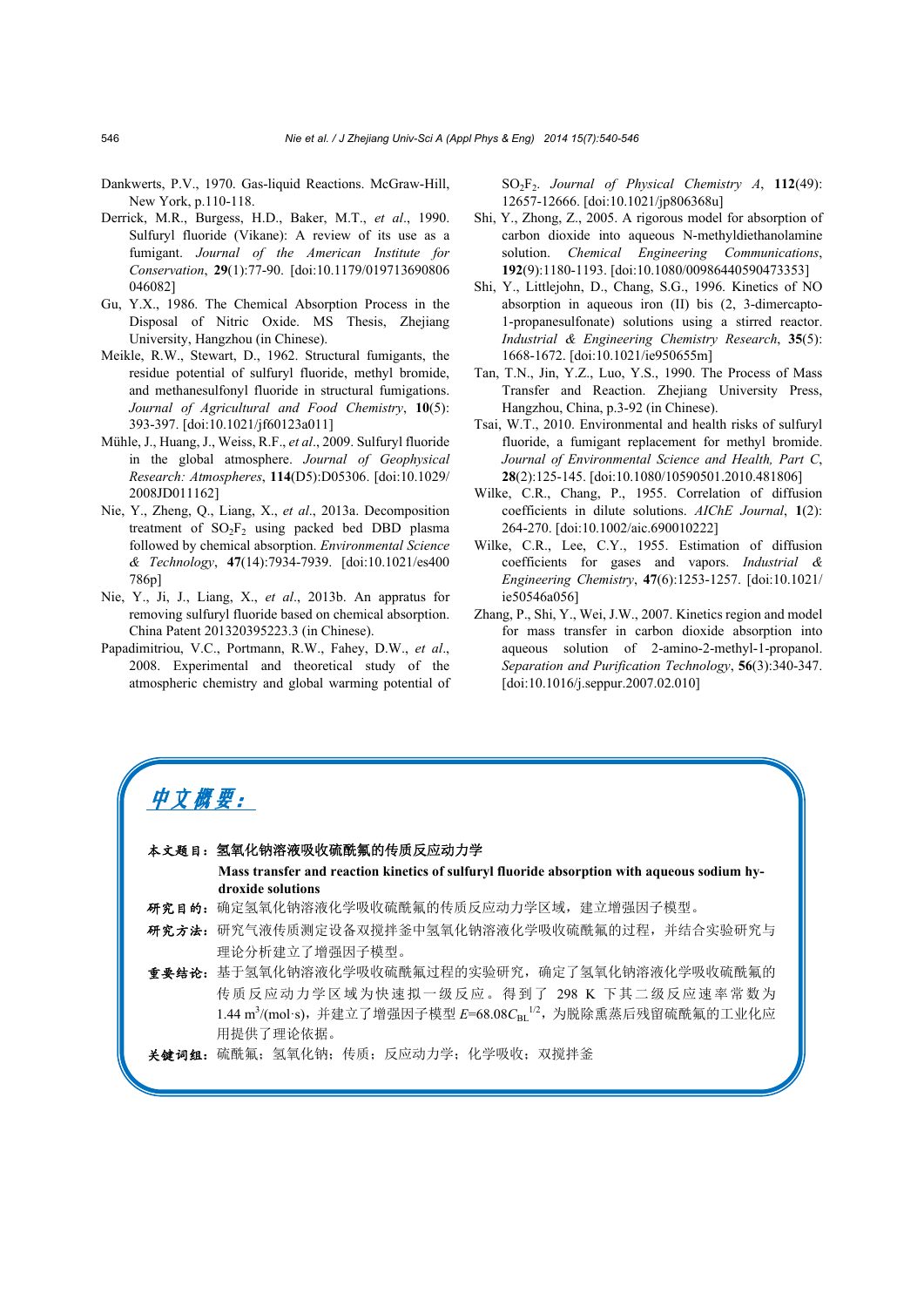Dankwerts, P.V., 1970. Gas-liquid Reactions. McGraw-Hill, New York, p.110-118.

Derrick, M.R., Burgess, H.D., Baker, M.T., *et al*., 1990. Sulfuryl fluoride (Vikane): A review of its use as a fumigant. *Journal of the American Institute for Conservation*, **29**(1):77-90. [doi:10.1179/019713690806046082]

Gu, Y.X., 1986. The Chemical Absorption Process in the Disposal of Nitric Oxide. MS Thesis, Zhejiang University, Hangzhou (in Chinese).

Meikle, R.W., Stewart, D., 1962. Structural fumigants, the residue potential of sulfuryl fluoride, methyl bromide, and methanesulfonyl fluoride in structural fumigations. *Journal of Agricultural and Food Chemistry*, **10**(5): 393-397. [doi:10.1021/jf60123a011]

Mühle, J., Huang, J., Weiss, R.F., *et al*., 2009. Sulfuryl fluoride in the global atmosphere. *Journal of Geophysical Research: Atmospheres*, **114**(D5):D05306. [doi:10.1029/2008JD011162]

Nie, Y., Zheng, Q., Liang, X., *et al*., 2013a. Decomposition treatment of $SO_2F_2$ using packed bed DBD plasma followed by chemical absorption. *Environmental Science & Technology*, **47**(14):7934-7939. [doi:10.1021/es400786p]

Nie, Y., Ji, J., Liang, X., *et al*., 2013b. An appratus for removing sulfuryl fluoride based on chemical absorption. China Patent 201320395223.3 (in Chinese).

Papadimitriou, V.C., Portmann, R.W., Fahey, D.W., *et al*., 2008. Experimental and theoretical study of the atmospheric chemistry and global warming potential of $SO_2F_2$. *Journal of Physical Chemistry A*, **112**(49): 12657-12666. [doi:10.1021/jp806368u]

Shi, Y., Zhong, Z., 2005. A rigorous model for absorption of carbon dioxide into aqueous N-methyldiethanolamine solution. *Chemical Engineering Communications*, **192**(9):1180-1193. [doi:10.1080/00986440590473353]

Shi, Y., Littlejohn, D., Chang, S.G., 1996. Kinetics of NO absorption in aqueous iron (II) bis (2, 3-dimercapto-1-propanesulfonate) solutions using a stirred reactor. *Industrial & Engineering Chemistry Research*, **35**(5): 1668-1672. [doi:10.1021/ie950655m]

Tan, T.N., Jin, Y.Z., Luo, Y.S., 1990. The Process of Mass Transfer and Reaction. Zhejiang University Press, Hangzhou, China, p.3-92 (in Chinese).

Tsai, W.T., 2010. Environmental and health risks of sulfuryl fluoride, a fumigant replacement for methyl bromide. *Journal of Environmental Science and Health, Part C*, **28**(2):125-145. [doi:10.1080/10590501.2010.481806]

Wilke, C.R., Chang, P., 1955. Correlation of diffusion coefficients in dilute solutions. *AIChE Journal*, **1**(2): 264-270. [doi:10.1002/aic.690010222]

Wilke, C.R., Lee, C.Y., 1955. Estimation of diffusion coefficients for gases and vapors. *Industrial & Engineering Chemistry*, **47**(6):1253-1257. [doi:10.1021/ie50546a056]

Zhang, P., Shi, Y., Wei, J.W., 2007. Kinetics region and model for mass transfer in carbon dioxide absorption into aqueous solution of 2-amino-2-methyl-1-propanol. *Separation and Purification Technology*, **56**(3):340-347. [doi:10.1016/j.seppur.2007.02.010]

## 中文概要：

**本文题目：** 氢氧化钠溶液吸收硫酰氟的传质反应动力学

**Mass transfer and reaction kinetics of sulfuryl fluoride absorption with aqueous sodium hydroxide solutions**

**研究目的：** 确定氢氧化钠溶液化学吸收硫酰氟的传质反应动力学区域，建立增强因子模型。

**研究方法：** 研究气液传质测定设备双搅拌釜中氢氧化钠溶液化学吸收硫酰氟的过程，并结合实验研究与理论分析建立了增强因子模型。

**重要结论：** 基于氢氧化钠溶液化学吸收硫酰氟过程的实验研究，确定了氢氧化钠溶液化学吸收硫酰氟的传质反应动力学区域为快速拟一级反应。得到了 298 K 下其二级反应速率常数为 1.44 $m^3$/(mol·s)，并建立了增强因子模型 $E=68.08C_{BL}^{1/2}$，为脱除熏蒸后残留硫酰氟的工业化应用提供了理论依据。

**关键词组：** 硫酰氟；氢氧化钠；传质；反应动力学；化学吸收；双搅拌釜